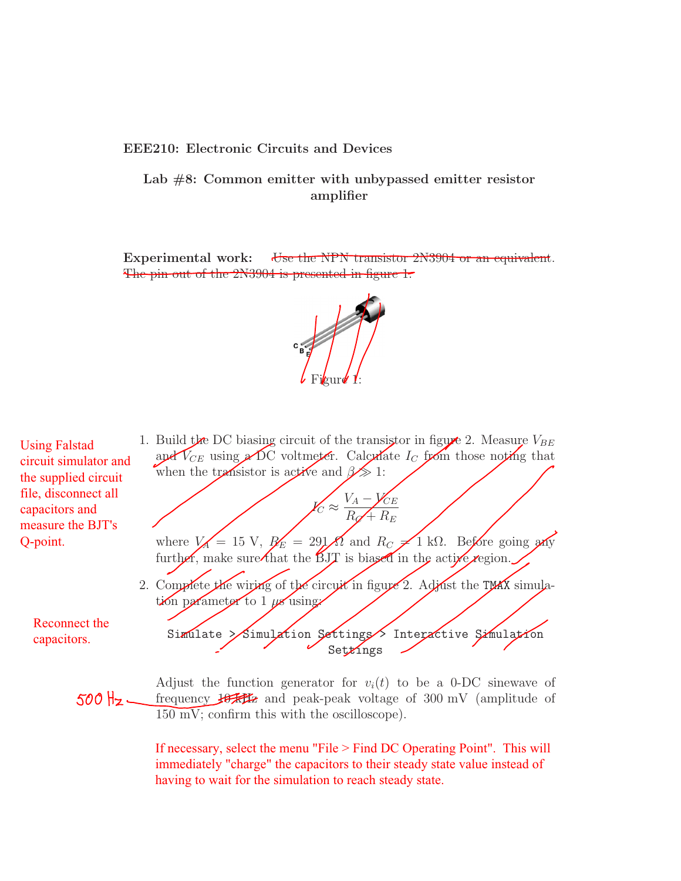**EEE210: Electronic Circuits and Devices**

## Lab #8: Common emitter with unbypassed emitter resistor amplifier

**Experimental work:** ~~Use the NPN transistor 2N3904 or an equivalent. The pin out of the 2N3904 is presented in figure 1.~~

C B E

Figure 1:

Using Falstad circuit simulator and the supplied circuit file, disconnect all capacitors and measure the BJT's Q-point.

1. Build the DC biasing circuit of the transistor in figure 2. Measure $V_{BE}$ and $V_{CE}$ using a DC voltmeter. Calculate $I_C$ from those noting that when the transistor is active and $\beta \gg 1$:

$$I_C \approx \frac{V_A - V_{CE}}{R_C + R_E}$$

where $V_A = 15$ V, $R_E = 291\ \Omega$ and $R_C = 1$ k$\Omega$. Before going any further, make sure that the BJT is biased in the active region.

Reconnect the capacitors.

2. Complete the wiring of the circuit in figure 2. Adjust the TMAX simulation parameter to 1 $\mu s$ using:

```
Simulate > Simulation Settings > Interactive Simulation Settings
```

Adjust the function generator for $v_i(t)$ to be a 0-DC sinewave of frequency ~~10 kHz~~ 500 Hz and peak-peak voltage of 300 mV (amplitude of 150 mV; confirm this with the oscilloscope).

If necessary, select the menu "File > Find DC Operating Point". This will immediately "charge" the capacitors to their steady state value instead of having to wait for the simulation to reach steady state.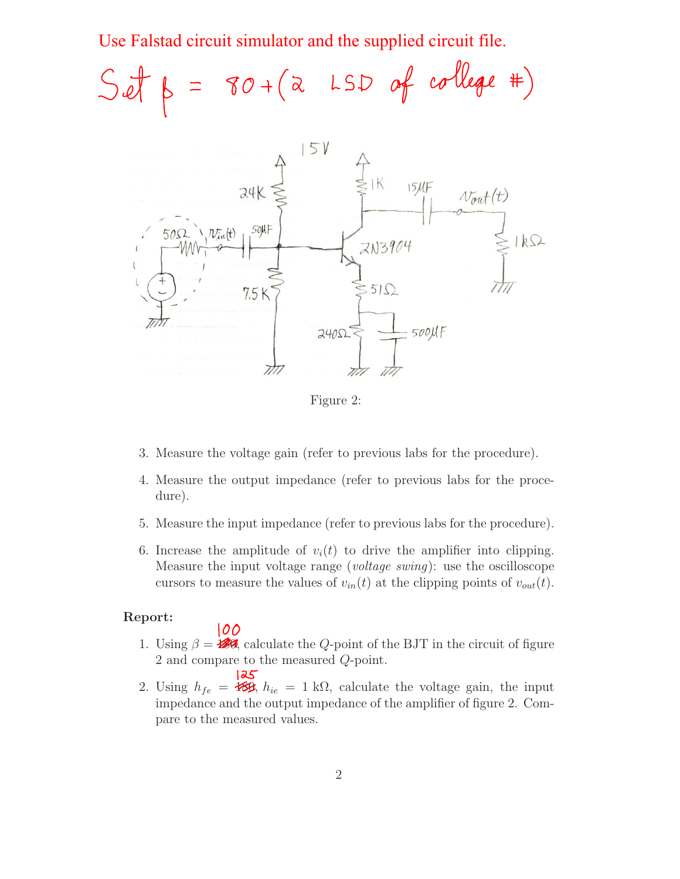Use Falstad circuit simulator and the supplied circuit file.

Set $\beta$ = 80+(2 LSD of college #)

Figure 2:

3. Measure the voltage gain (refer to previous labs for the procedure).

4. Measure the output impedance (refer to previous labs for the procedure).

5. Measure the input impedance (refer to previous labs for the procedure).

6. Increase the amplitude of $v_i(t)$ to drive the amplifier into clipping. Measure the input voltage range (*voltage swing*): use the oscilloscope cursors to measure the values of $v_{in}(t)$ at the clipping points of $v_{out}(t)$.

**Report:**

1. Using $\beta = 100$, calculate the $Q$-point of the BJT in the circuit of figure 2 and compare to the measured $Q$-point.

2. Using $h_{fe} = 125$, $h_{ie} = 1\ \text{k}\Omega$, calculate the voltage gain, the input impedance and the output impedance of the amplifier of figure 2. Compare to the measured values.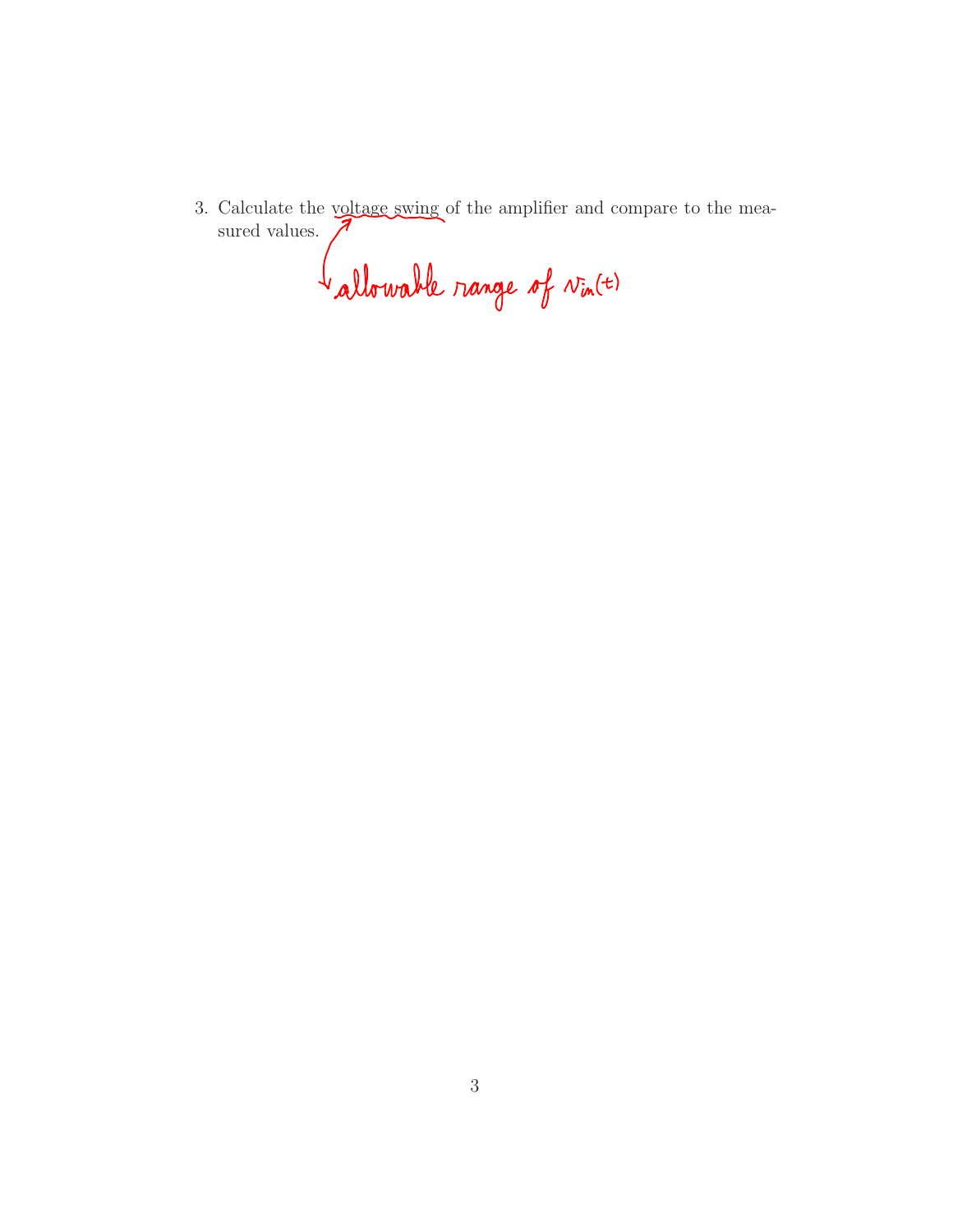3. Calculate the voltage swing of the amplifier and compare to the measured values.

allowable range of $v_{in}(t)$